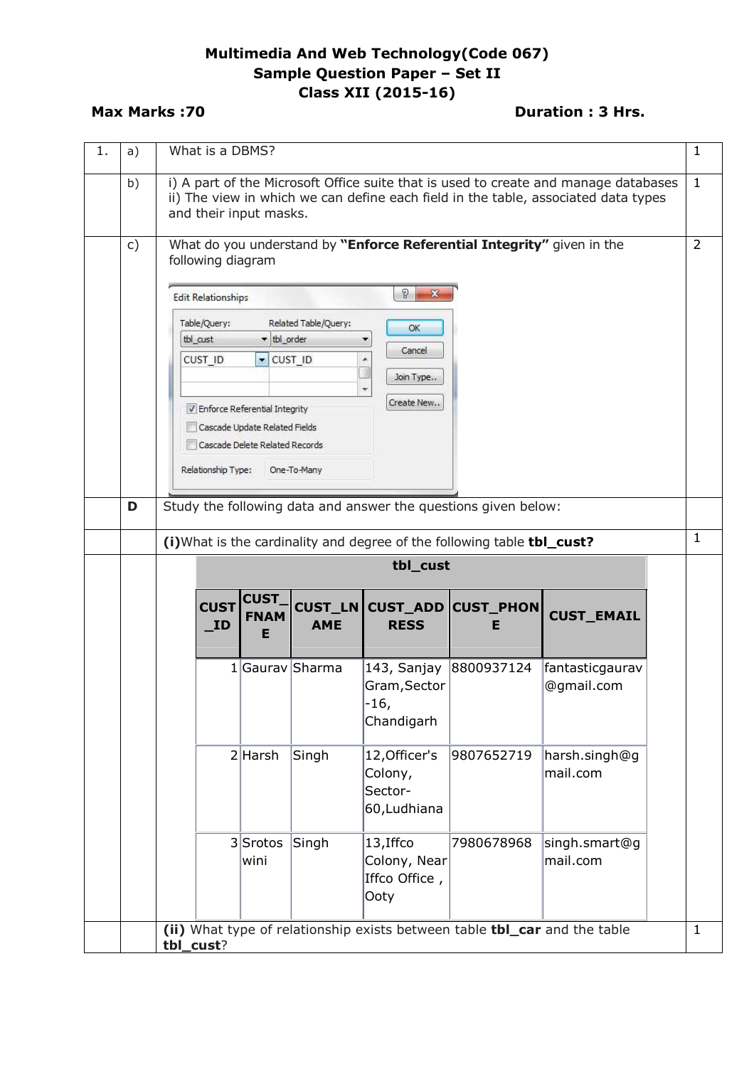**Multimedia And Web Technology(Code 067)**
**Sample Question Paper – Set II**
**Class XII (2015-16)**

**Max Marks :70** **Duration : 3 Hrs.**

| | | | |
|---|---|---|---|
| 1. | a) | What is a DBMS? | 1 |
| | b) | i) A part of the Microsoft Office suite that is used to create and manage databases<br>ii) The view in which we can define each field in the table, associated data types and their input masks. | 1 |
| | c) | What do you understand by **"Enforce Referential Integrity"** given in the following diagram | 2 |
| | **D** | Study the following data and answer the questions given below: | |
| | | **(i)** What is the cardinality and degree of the following table **tbl_cust?** | 1 |
| | | **(ii)** What type of relationship exists between table **tbl_car** and the table **tbl_cust**? | 1 |

Edit Relationships

- Table/Query: tbl_cust — Related Table/Query: tbl_order
- CUST_ID — CUST_ID
- [x] Enforce Referential Integrity
- [ ] Cascade Update Related Fields
- [ ] Cascade Delete Related Records
- Relationship Type: One-To-Many
- Buttons: OK, Cancel, Join Type.., Create New..

**tbl_cust**

| CUST_ID | CUST_FNAME | CUST_LNAME | CUST_ADDRESS | CUST_PHONE | CUST_EMAIL |
|---|---|---|---|---|---|
| 1 | Gaurav | Sharma | 143, Sanjay Gram,Sector-16, Chandigarh | 8800937124 | fantasticgaurav@gmail.com |
| 2 | Harsh | Singh | 12,Officer's Colony, Sector-60,Ludhiana | 9807652719 | harsh.singh@gmail.com |
| 3 | Srotoswini | Singh | 13,Iffco Colony, Near Iffco Office , Ooty | 7980678968 | singh.smart@gmail.com |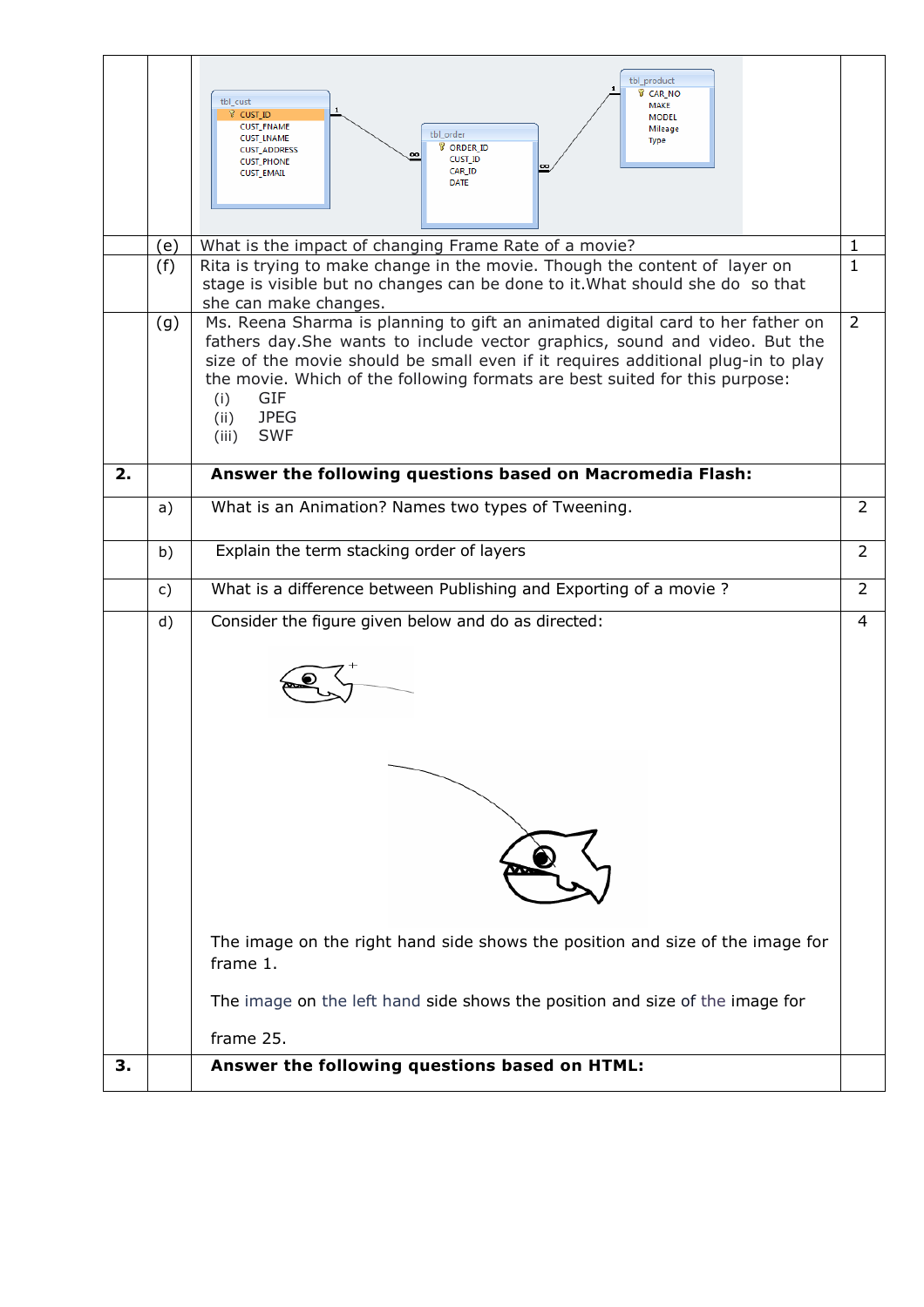| | | | |
|---|---|---|---|
| | | tbl_cust: CUST_ID, CUST_FNAME, CUST_LNAME, CUST_ADDRESS, CUST_PHONE, CUST_EMAIL — tbl_order: ORDER_ID, CUST_ID, CAR_ID, DATE — tbl_product: CAR_NO, MAKE, MODEL, Mileage, Type | |
| | (e) | What is the impact of changing Frame Rate of a movie? | 1 |
| | (f) | Rita is trying to make change in the movie. Though the content of layer on stage is visible but no changes can be done to it.What should she do so that she can make changes. | 1 |
| | (g) | Ms. Reena Sharma is planning to gift an animated digital card to her father on fathers day.She wants to include vector graphics, sound and video. But the size of the movie should be small even if it requires additional plug-in to play the movie. Which of the following formats are best suited for this purpose:<br>(i) GIF<br>(ii) JPEG<br>(iii) SWF | 2 |
| **2.** | | **Answer the following questions based on Macromedia Flash:** | |
| | a) | What is an Animation? Names two types of Tweening. | 2 |
| | b) | Explain the term stacking order of layers | 2 |
| | c) | What is a difference between Publishing and Exporting of a movie ? | 2 |
| | d) | Consider the figure given below and do as directed:<br><br>The image on the right hand side shows the position and size of the image for frame 1.<br><br>The image on the left hand side shows the position and size of the image for frame 25. | 4 |
| **3.** | | **Answer the following questions based on HTML:** | |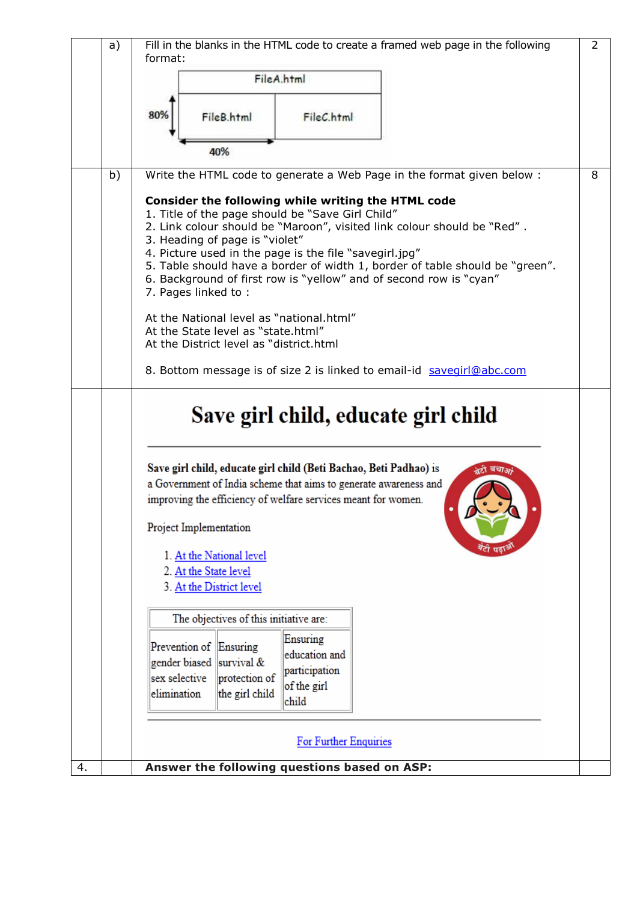| | | | |
|---|---|---|---|
| | a) | Fill in the blanks in the HTML code to create a framed web page in the following format: | 2 |
| | | FileA.html (top); FileB.html and FileC.html (bottom, 80% height; FileB 40% width) | |
| | b) | Write the HTML code to generate a Web Page in the format given below : | 8 |

**Consider the following while writing the HTML code**

1. Title of the page should be "Save Girl Child"
2. Link colour should be "Maroon", visited link colour should be "Red" .
3. Heading of page is "violet"
4. Picture used in the page is the file "savegirl.jpg"
5. Table should have a border of width 1, border of table should be "green".
6. Background of first row is "yellow" and of second row is "cyan"
7. Pages linked to :

At the National level as "national.html"
At the State level as "state.html"
At the District level as "district.html

8. Bottom message is of size 2 is linked to email-id savegirl@abc.com

# Save girl child, educate girl child

---

**Save girl child, educate girl child (Beti Bachao, Beti Padhao)** is a Government of India scheme that aims to generate awareness and improving the efficiency of welfare services meant for women.

Project Implementation

1. At the National level
2. At the State level
3. At the District level

| The objectives of this initiative are: | | |
|---|---|---|
| Prevention of gender biased sex selective elimination | Ensuring survival & protection of the girl child | Ensuring education and participation of the girl child |

---

For Further Enquiries

| | | | |
|---|---|---|---|
| 4. | | **Answer the following questions based on ASP:** | |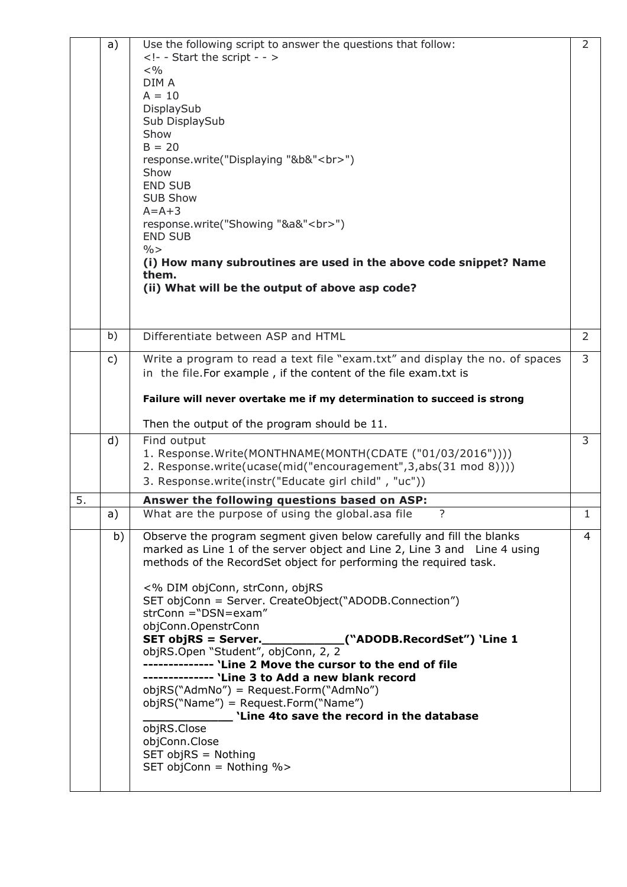| | | | |
|---|---|---|---|
| | a) | Use the following script to answer the questions that follow:<br>`<!- - Start the script - - >`<br>`<%`<br>`DIM A`<br>`A = 10`<br>`DisplaySub`<br>`Sub DisplaySub`<br>`Show`<br>`B = 20`<br>`response.write("Displaying "&b&"<br>")`<br>`Show`<br>`END SUB`<br>`SUB Show`<br>`A=A+3`<br>`response.write("Showing "&a&"<br>")`<br>`END SUB`<br>`%>`<br>**(i) How many subroutines are used in the above code snippet? Name them.**<br>**(ii) What will be the output of above asp code?** | 2 |
| | b) | Differentiate between ASP and HTML | 2 |
| | c) | Write a program to read a text file "exam.txt" and display the no. of spaces in the file.For example , if the content of the file exam.txt is<br><br>**Failure will never overtake me if my determination to succeed is strong**<br><br>Then the output of the program should be 11. | 3 |
| | d) | Find output<br>1. `Response.Write(MONTHNAME(MONTH(CDATE ("01/03/2016"))))`<br>2. `Response.write(ucase(mid("encouragement",3,abs(31 mod 8))))`<br>3. `Response.write(instr("Educate girl child" , "uc"))` | 3 |
| 5. | | **Answer the following questions based on ASP:** | |
| | a) | What are the purpose of using the global.asa file ? | 1 |
| | b) | Observe the program segment given below carefully and fill the blanks marked as Line 1 of the server object and Line 2, Line 3 and Line 4 using methods of the RecordSet object for performing the required task.<br><br>`<% DIM objConn, strConn, objRS`<br>`SET objConn = Server. CreateObject("ADODB.Connection")`<br>`strConn ="DSN=exam"`<br>`objConn.OpenstrConn`<br>**`SET objRS = Server.____________("ADODB.RecordSet") 'Line 1`**<br>`objRS.Open "Student", objConn, 2, 2`<br>**`-------------- 'Line 2 Move the cursor to the end of file`**<br>**`-------------- 'Line 3 to Add a new blank record`**<br>`objRS("AdmNo") = Request.Form("AdmNo")`<br>`objRS("Name") = Request.Form("Name")`<br>**`_____________ 'Line 4to save the record in the database`**<br>`objRS.Close`<br>`objConn.Close`<br>`SET objRS = Nothing`<br>`SET objConn = Nothing %>` | 4 |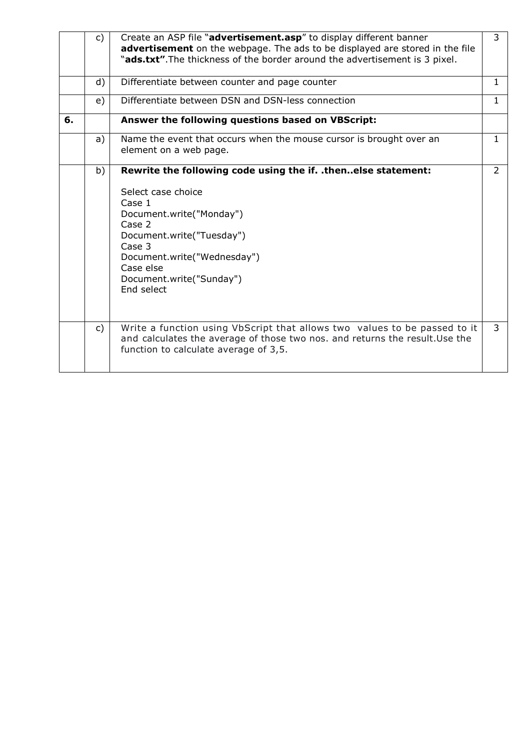| | | | |
|---|---|---|---|
| | c) | Create an ASP file "**advertisement.asp**" to display different banner **advertisement** on the webpage. The ads to be displayed are stored in the file "**ads.txt"**.The thickness of the border around the advertisement is 3 pixel. | 3 |
| | d) | Differentiate between counter and page counter | 1 |
| | e) | Differentiate between DSN and DSN-less connection | 1 |
| **6.** | | **Answer the following questions based on VBScript:** | |
| | a) | Name the event that occurs when the mouse cursor is brought over an element on a web page. | 1 |
| | b) | **Rewrite the following code using the if. .then..else statement:**<br><br>Select case choice<br>Case 1<br>Document.write("Monday")<br>Case 2<br>Document.write("Tuesday")<br>Case 3<br>Document.write("Wednesday")<br>Case else<br>Document.write("Sunday")<br>End select | 2 |
| | c) | Write a function using VbScript that allows two values to be passed to it and calculates the average of those two nos. and returns the result.Use the function to calculate average of 3,5. | 3 |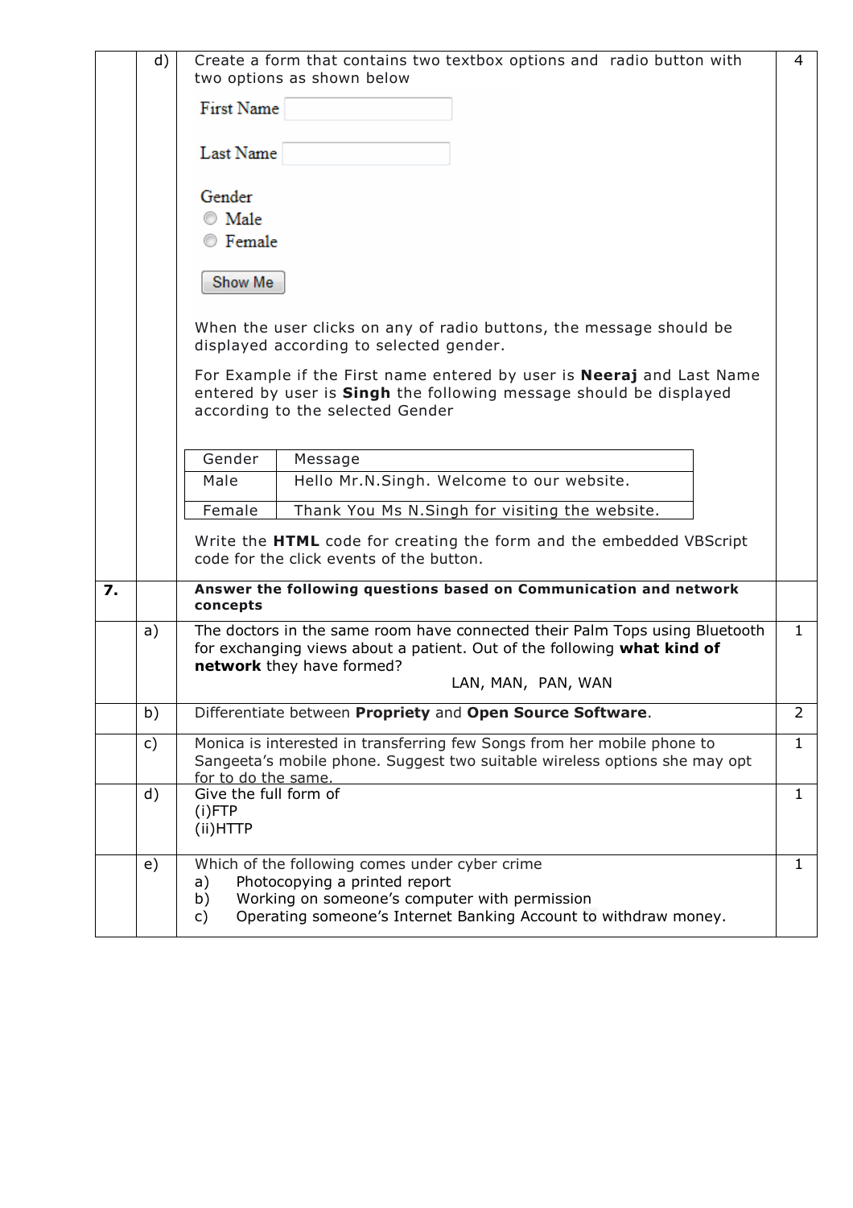| | d) | Create a form that contains two textbox options and radio button with two options as shown below | 4 |
|---|---|---|---|

First Name [          ]

Last Name [          ]

Gender
- ◯ Male
- ◯ Female

[Show Me]

When the user clicks on any of radio buttons, the message should be displayed according to selected gender.

For Example if the First name entered by user is **Neeraj** and Last Name entered by user is **Singh** the following message should be displayed according to the selected Gender

| Gender | Message |
|---|---|
| Male | Hello Mr.N.Singh. Welcome to our website. |
| Female | Thank You Ms N.Singh for visiting the website. |

Write the **HTML** code for creating the form and the embedded VBScript code for the click events of the button.

| | | | |
|---|---|---|---|
| **7.** | | **Answer the following questions based on Communication and network concepts** | |
| | a) | The doctors in the same room have connected their Palm Tops using Bluetooth for exchanging views about a patient. Out of the following **what kind of network** they have formed? LAN, MAN, PAN, WAN | 1 |
| | b) | Differentiate between **Propriety** and **Open Source Software**. | 2 |
| | c) | Monica is interested in transferring few Songs from her mobile phone to Sangeeta's mobile phone. Suggest two suitable wireless options she may opt for to do the same. | 1 |
| | d) | Give the full form of (i)FTP (ii)HTTP | 1 |
| | e) | Which of the following comes under cyber crime a) Photocopying a printed report b) Working on someone's computer with permission c) Operating someone's Internet Banking Account to withdraw money. | 1 |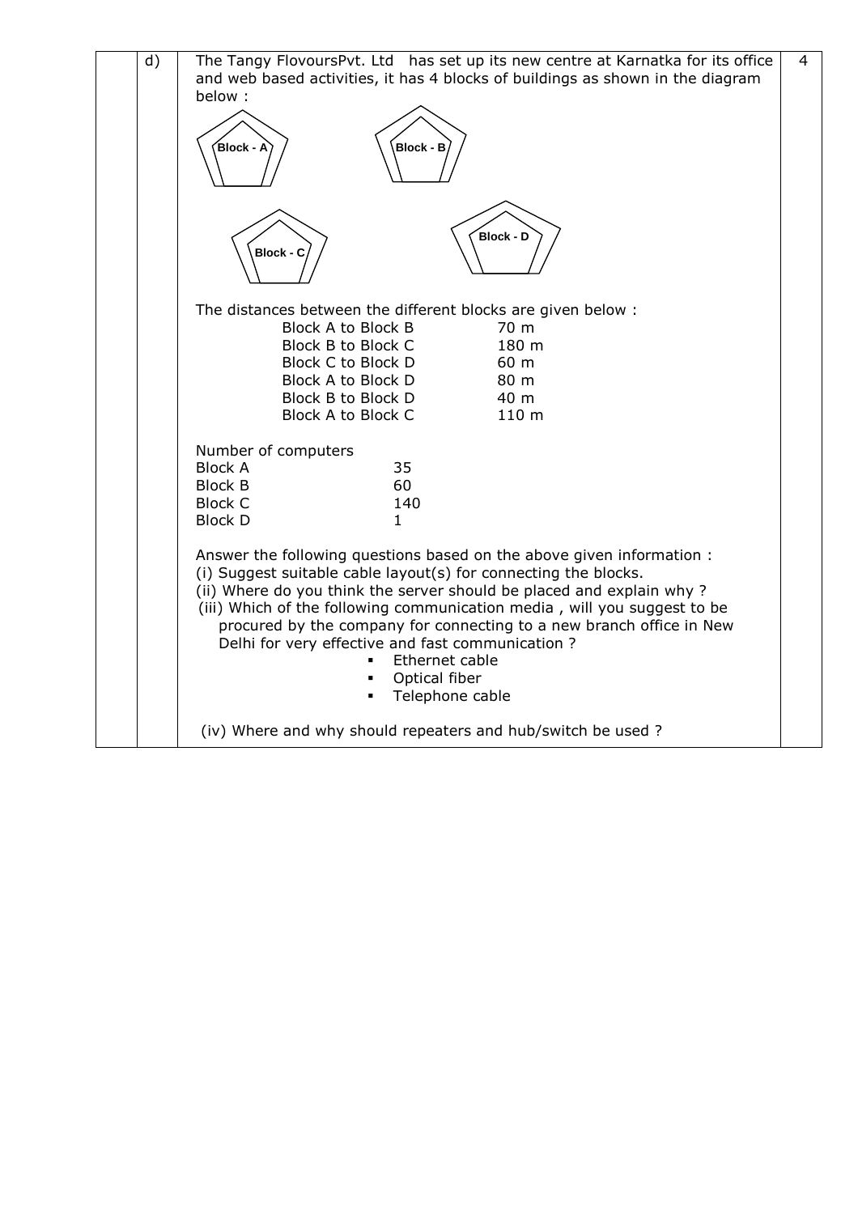d) The Tangy FlovoursPvt. Ltd has set up its new centre at Karnatka for its office and web based activities, it has 4 blocks of buildings as shown in the diagram below : **4**

Block - A

Block - B

Block - C

Block - D

The distances between the different blocks are given below :

| | |
|---|---|
| Block A to Block B | 70 m |
| Block B to Block C | 180 m |
| Block C to Block D | 60 m |
| Block A to Block D | 80 m |
| Block B to Block D | 40 m |
| Block A to Block C | 110 m |

Number of computers

| | |
|---|---|
| Block A | 35 |
| Block B | 60 |
| Block C | 140 |
| Block D | 1 |

Answer the following questions based on the above given information :

(i) Suggest suitable cable layout(s) for connecting the blocks.

(ii) Where do you think the server should be placed and explain why ?

(iii) Which of the following communication media , will you suggest to be procured by the company for connecting to a new branch office in New Delhi for very effective and fast communication ?

- Ethernet cable
- Optical fiber
- Telephone cable

(iv) Where and why should repeaters and hub/switch be used ?